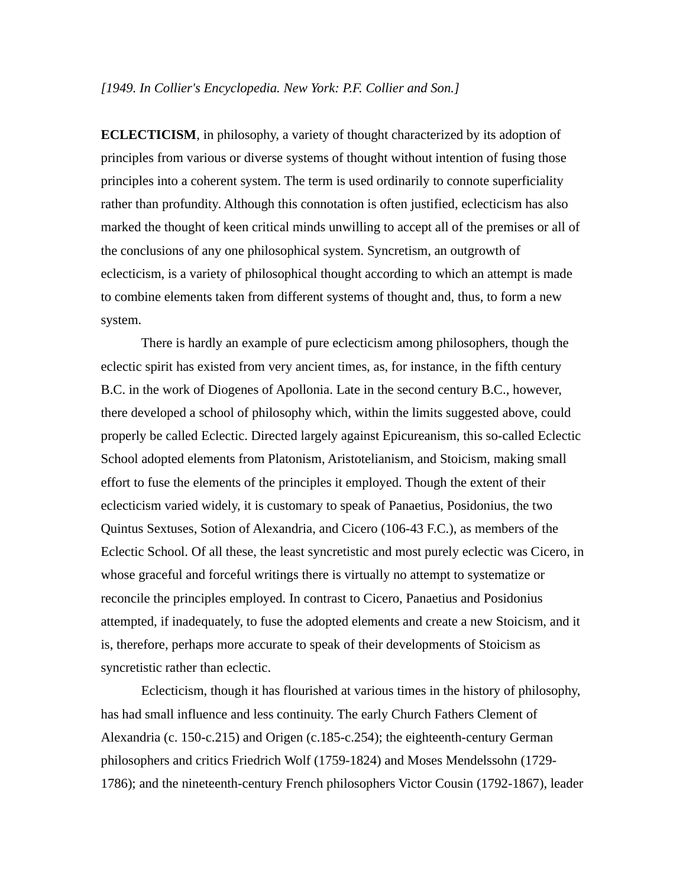*[1949. In Collier's Encyclopedia. New York: P.F. Collier and Son.]*

**ECLECTICISM**, in philosophy, a variety of thought characterized by its adoption of principles from various or diverse systems of thought without intention of fusing those principles into a coherent system. The term is used ordinarily to connote superficiality rather than profundity. Although this connotation is often justified, eclecticism has also marked the thought of keen critical minds unwilling to accept all of the premises or all of the conclusions of any one philosophical system. Syncretism, an outgrowth of eclecticism, is a variety of philosophical thought according to which an attempt is made to combine elements taken from different systems of thought and, thus, to form a new system.

There is hardly an example of pure eclecticism among philosophers, though the eclectic spirit has existed from very ancient times, as, for instance, in the fifth century B.C. in the work of Diogenes of Apollonia. Late in the second century B.C., however, there developed a school of philosophy which, within the limits suggested above, could properly be called Eclectic. Directed largely against Epicureanism, this so-called Eclectic School adopted elements from Platonism, Aristotelianism, and Stoicism, making small effort to fuse the elements of the principles it employed. Though the extent of their eclecticism varied widely, it is customary to speak of Panaetius, Posidonius, the two Quintus Sextuses, Sotion of Alexandria, and Cicero (106-43 F.C.), as members of the Eclectic School. Of all these, the least syncretistic and most purely eclectic was Cicero, in whose graceful and forceful writings there is virtually no attempt to systematize or reconcile the principles employed. In contrast to Cicero, Panaetius and Posidonius attempted, if inadequately, to fuse the adopted elements and create a new Stoicism, and it is, therefore, perhaps more accurate to speak of their developments of Stoicism as syncretistic rather than eclectic.

Eclecticism, though it has flourished at various times in the history of philosophy, has had small influence and less continuity. The early Church Fathers Clement of Alexandria (c. 150-c.215) and Origen (c.185-c.254); the eighteenth-century German philosophers and critics Friedrich Wolf (1759-1824) and Moses Mendelssohn (1729-1786); and the nineteenth-century French philosophers Victor Cousin (1792-1867), leader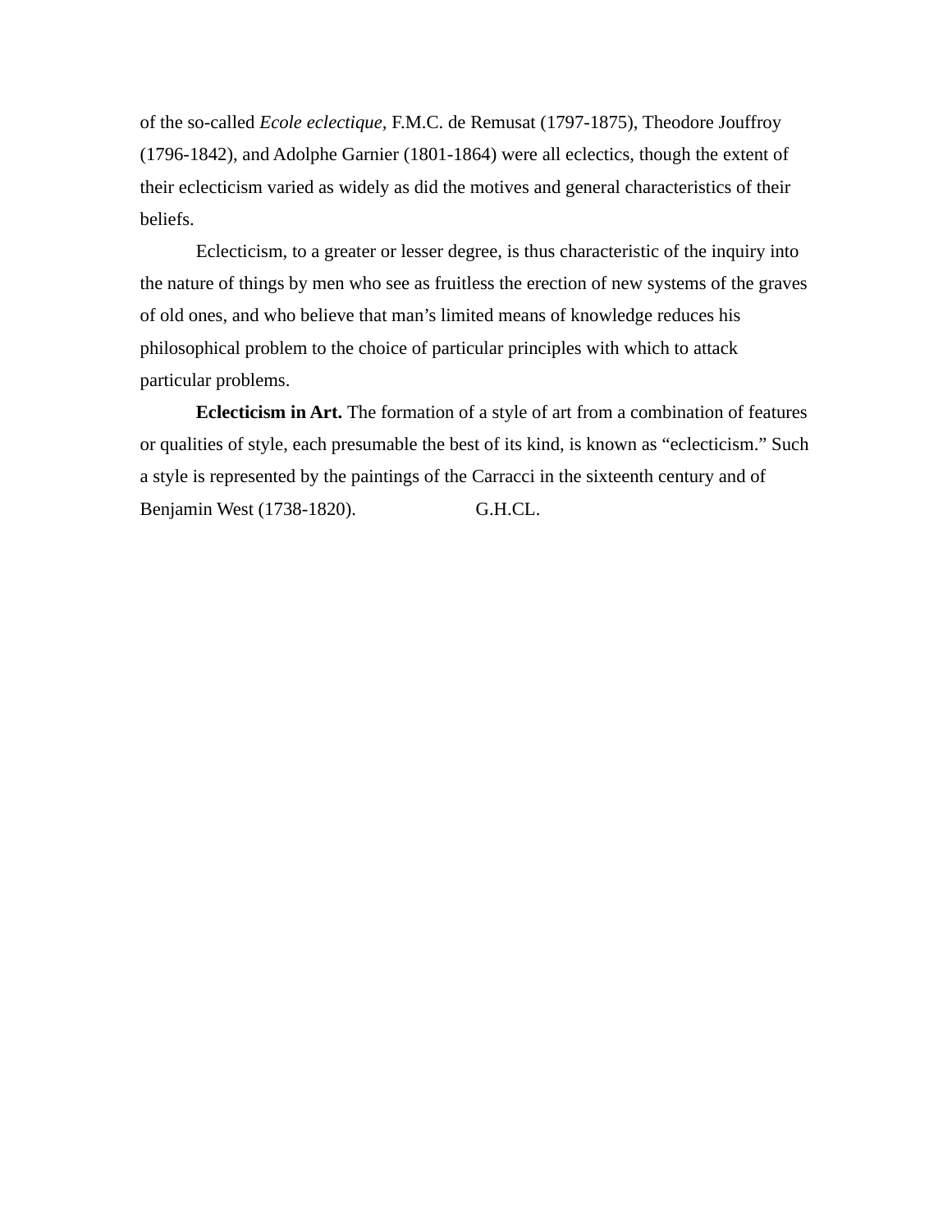of the so-called *Ecole eclectique*, F.M.C. de Remusat (1797-1875), Theodore Jouffroy (1796-1842), and Adolphe Garnier (1801-1864) were all eclectics, though the extent of their eclecticism varied as widely as did the motives and general characteristics of their beliefs.

Eclecticism, to a greater or lesser degree, is thus characteristic of the inquiry into the nature of things by men who see as fruitless the erection of new systems of the graves of old ones, and who believe that man's limited means of knowledge reduces his philosophical problem to the choice of particular principles with which to attack particular problems.

**Eclecticism in Art.** The formation of a style of art from a combination of features or qualities of style, each presumable the best of its kind, is known as "eclecticism." Such a style is represented by the paintings of the Carracci in the sixteenth century and of Benjamin West (1738-1820). G.H.CL.